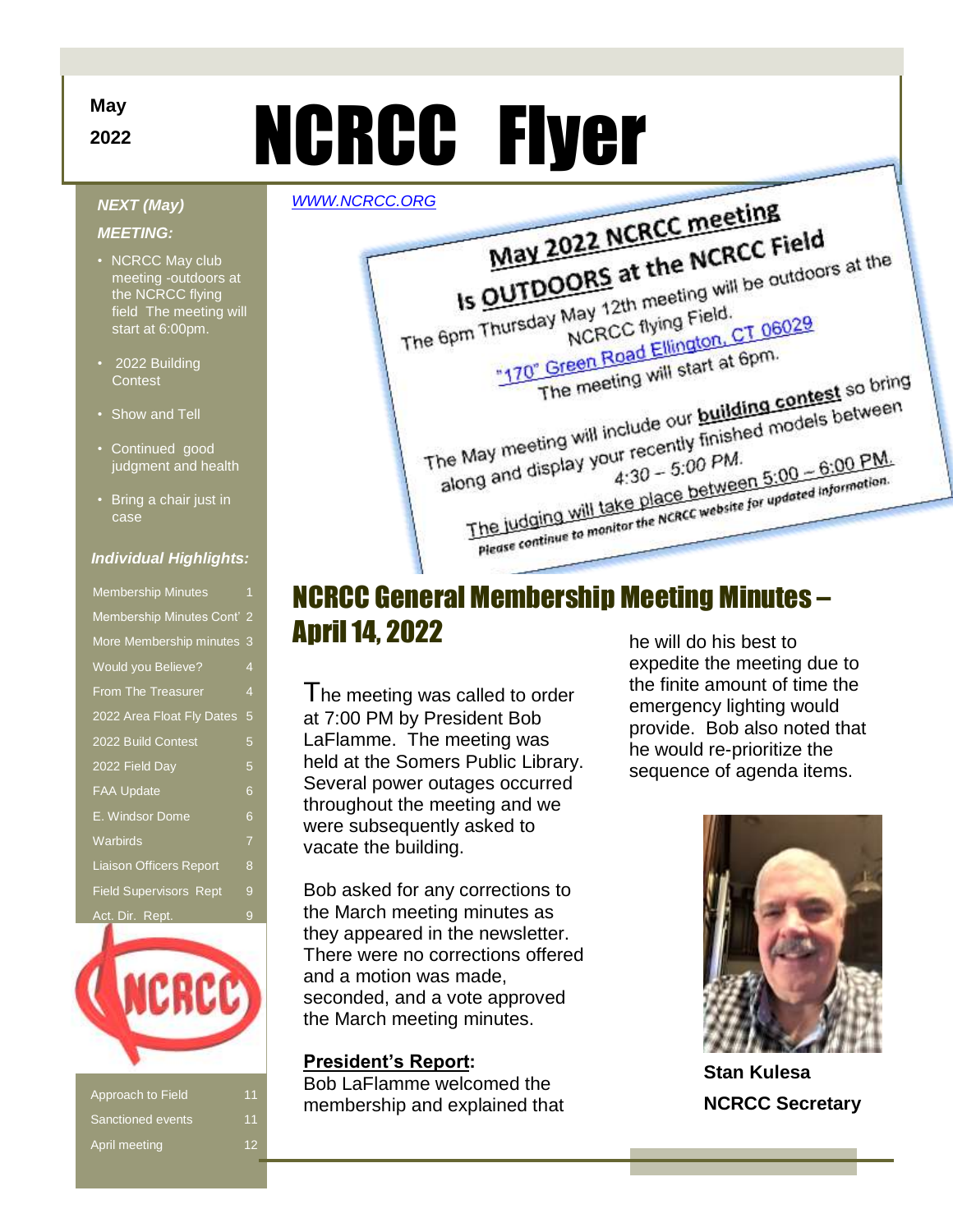May

2022

# NCRCC Flyer

*NEXT (May) MEETING:*

- NCRCC May club meeting -outdoors at the NCRCC flying field The meeting will start at 6:00pm.
- 2022 Building Contest
- Show and Tell
- Continued good judgment and health
- Bring a chair just in case

*Individual Highlights:*

| | |
|---|---|
| Membership Minutes | 1 |
| Membership Minutes Cont' | 2 |
| More Membership minutes | 3 |
| Would you Believe? | 4 |
| From The Treasurer | 4 |
| 2022 Area Float Fly Dates | 5 |
| 2022 Build Contest | 5 |
| 2022 Field Day | 5 |
| FAA Update | 6 |
| E. Windsor Dome | 6 |
| Warbirds | 7 |
| Liaison Officers Report | 8 |
| Field Supervisors Rept | 9 |
| Act. Dir. Rept. | 9 |
| Approach to Field | 11 |
| Sanctioned events | 11 |
| April meeting | 12 |

WWW.NCRCC.ORG

**May 2022 NCRCC meeting Is OUTDOORS at the NCRCC Field**

The 6pm Thursday May 12th meeting will be outdoors at the NCRCC flying Field.
"170" Green Road Ellington, CT 06029
The meeting will start at 6pm.

The May meeting will include our **building contest** so bring along and display your recently finished models between 4:30 – 5:00 PM.
The judging will take place between 5:00 – 6:00 PM.
*Please continue to monitor the NCRCC website for updated information.*

## NCRCC General Membership Meeting Minutes – April 14, 2022

The meeting was called to order at 7:00 PM by President Bob LaFlamme. The meeting was held at the Somers Public Library. Several power outages occurred throughout the meeting and we were subsequently asked to vacate the building.

Bob asked for any corrections to the March meeting minutes as they appeared in the newsletter. There were no corrections offered and a motion was made, seconded, and a vote approved the March meeting minutes.

**President's Report:**
Bob LaFlamme welcomed the membership and explained that he will do his best to expedite the meeting due to the finite amount of time the emergency lighting would provide. Bob also noted that he would re-prioritize the sequence of agenda items.

**Stan Kulesa**
**NCRCC Secretary**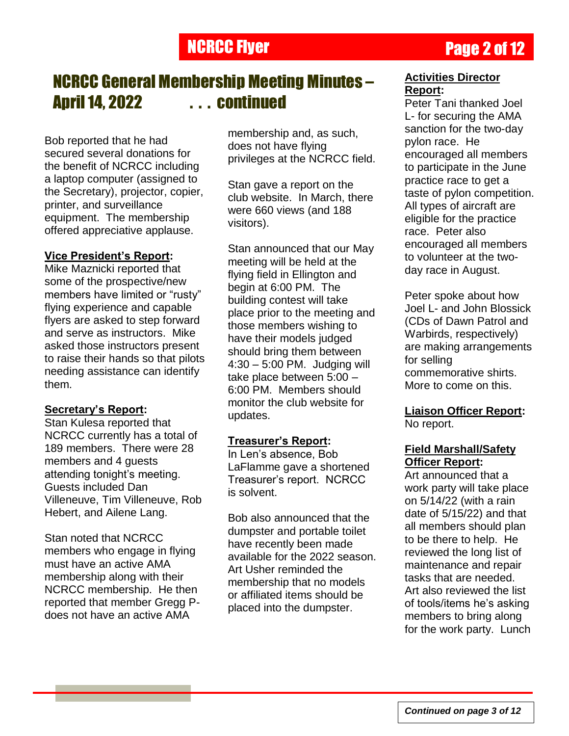# NCRCC General Membership Meeting Minutes – April 14, 2022 . . . continued

Bob reported that he had secured several donations for the benefit of NCRCC including a laptop computer (assigned to the Secretary), projector, copier, printer, and surveillance equipment. The membership offered appreciative applause.

**Vice President's Report:**
Mike Maznicki reported that some of the prospective/new members have limited or "rusty" flying experience and capable flyers are asked to step forward and serve as instructors. Mike asked those instructors present to raise their hands so that pilots needing assistance can identify them.

**Secretary's Report:**
Stan Kulesa reported that NCRCC currently has a total of 189 members. There were 28 members and 4 guests attending tonight's meeting. Guests included Dan Villeneuve, Tim Villeneuve, Rob Hebert, and Ailene Lang.

Stan noted that NCRCC members who engage in flying must have an active AMA membership along with their NCRCC membership. He then reported that member Gregg P- does not have an active AMA membership and, as such, does not have flying privileges at the NCRCC field.

Stan gave a report on the club website. In March, there were 660 views (and 188 visitors).

Stan announced that our May meeting will be held at the flying field in Ellington and begin at 6:00 PM. The building contest will take place prior to the meeting and those members wishing to have their models judged should bring them between 4:30 – 5:00 PM. Judging will take place between 5:00 – 6:00 PM. Members should monitor the club website for updates.

**Treasurer's Report:**
In Len's absence, Bob LaFlamme gave a shortened Treasurer's report. NCRCC is solvent.

Bob also announced that the dumpster and portable toilet have recently been made available for the 2022 season. Art Usher reminded the membership that no models or affiliated items should be placed into the dumpster.

**Activities Director Report:**
Peter Tani thanked Joel L- for securing the AMA sanction for the two-day pylon race. He encouraged all members to participate in the June practice race to get a taste of pylon competition. All types of aircraft are eligible for the practice race. Peter also encouraged all members to volunteer at the two-day race in August.

Peter spoke about how Joel L- and John Blossick (CDs of Dawn Patrol and Warbirds, respectively) are making arrangements for selling commemorative shirts. More to come on this.

**Liaison Officer Report:**
No report.

**Field Marshall/Safety Officer Report:**
Art announced that a work party will take place on 5/14/22 (with a rain date of 5/15/22) and that all members should plan to be there to help. He reviewed the long list of maintenance and repair tasks that are needed. Art also reviewed the list of tools/items he's asking members to bring along for the work party. Lunch

*Continued on page 3 of 12*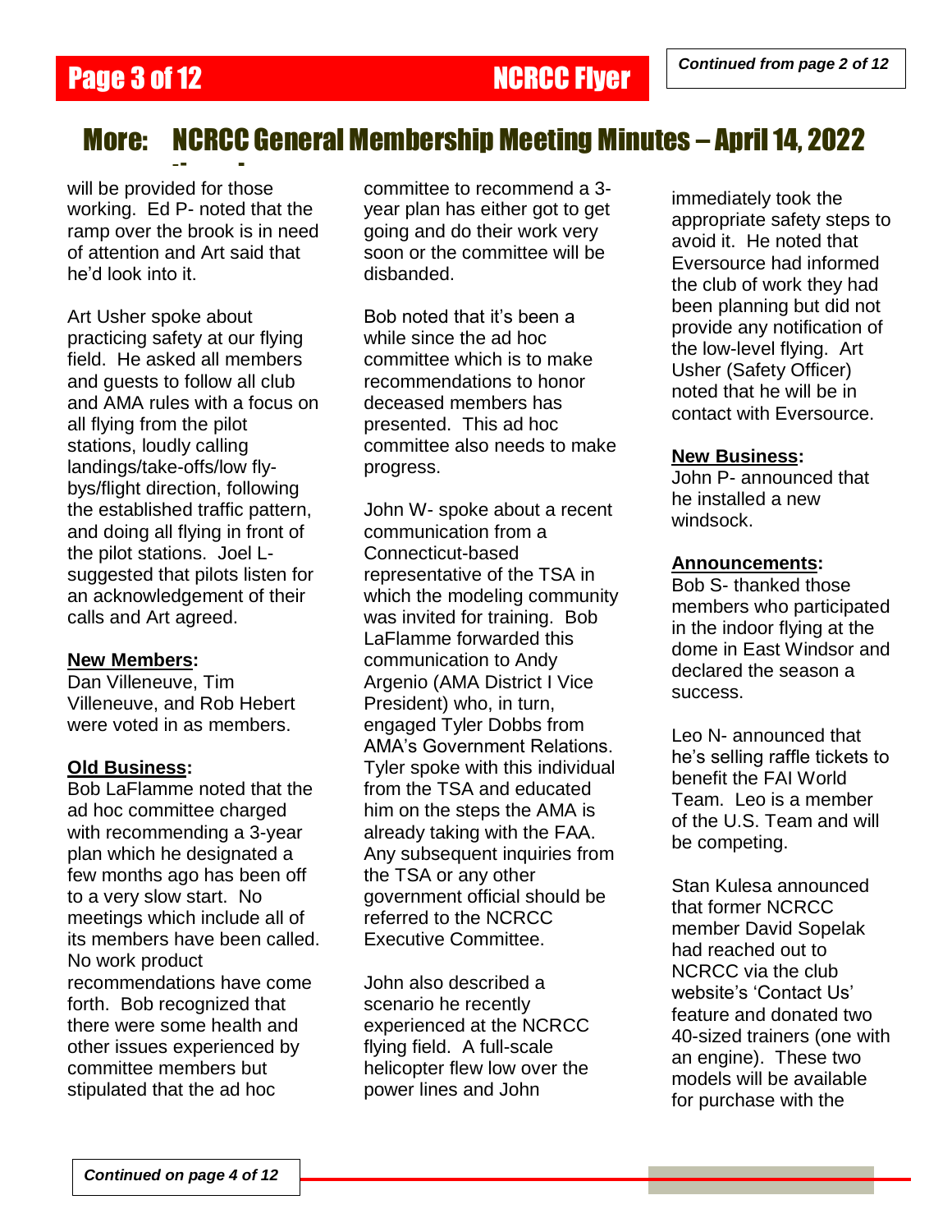*Continued from page 2 of 12*

## More: NCRCC General Membership Meeting Minutes – April 14, 2022

will be provided for those working. Ed P- noted that the ramp over the brook is in need of attention and Art said that he'd look into it.

Art Usher spoke about practicing safety at our flying field. He asked all members and guests to follow all club and AMA rules with a focus on all flying from the pilot stations, loudly calling landings/take-offs/low fly-bys/flight direction, following the established traffic pattern, and doing all flying in front of the pilot stations. Joel L- suggested that pilots listen for an acknowledgement of their calls and Art agreed.

**New Members:**

Dan Villeneuve, Tim Villeneuve, and Rob Hebert were voted in as members.

**Old Business:**

Bob LaFlamme noted that the ad hoc committee charged with recommending a 3-year plan which he designated a few months ago has been off to a very slow start. No meetings which include all of its members have been called. No work product recommendations have come forth. Bob recognized that there were some health and other issues experienced by committee members but stipulated that the ad hoc committee to recommend a 3-year plan has either got to get going and do their work very soon or the committee will be disbanded.

Bob noted that it's been a while since the ad hoc committee which is to make recommendations to honor deceased members has presented. This ad hoc committee also needs to make progress.

John W- spoke about a recent communication from a Connecticut-based representative of the TSA in which the modeling community was invited for training. Bob LaFlamme forwarded this communication to Andy Argenio (AMA District I Vice President) who, in turn, engaged Tyler Dobbs from AMA's Government Relations. Tyler spoke with this individual from the TSA and educated him on the steps the AMA is already taking with the FAA. Any subsequent inquiries from the TSA or any other government official should be referred to the NCRCC Executive Committee.

John also described a scenario he recently experienced at the NCRCC flying field. A full-scale helicopter flew low over the power lines and John immediately took the appropriate safety steps to avoid it. He noted that Eversource had informed the club of work they had been planning but did not provide any notification of the low-level flying. Art Usher (Safety Officer) noted that he will be in contact with Eversource.

**New Business:**

John P- announced that he installed a new windsock.

**Announcements:**

Bob S- thanked those members who participated in the indoor flying at the dome in East Windsor and declared the season a success.

Leo N- announced that he's selling raffle tickets to benefit the FAI World Team. Leo is a member of the U.S. Team and will be competing.

Stan Kulesa announced that former NCRCC member David Sopelak had reached out to NCRCC via the club website's 'Contact Us' feature and donated two 40-sized trainers (one with an engine). These two models will be available for purchase with the

*Continued on page 4 of 12*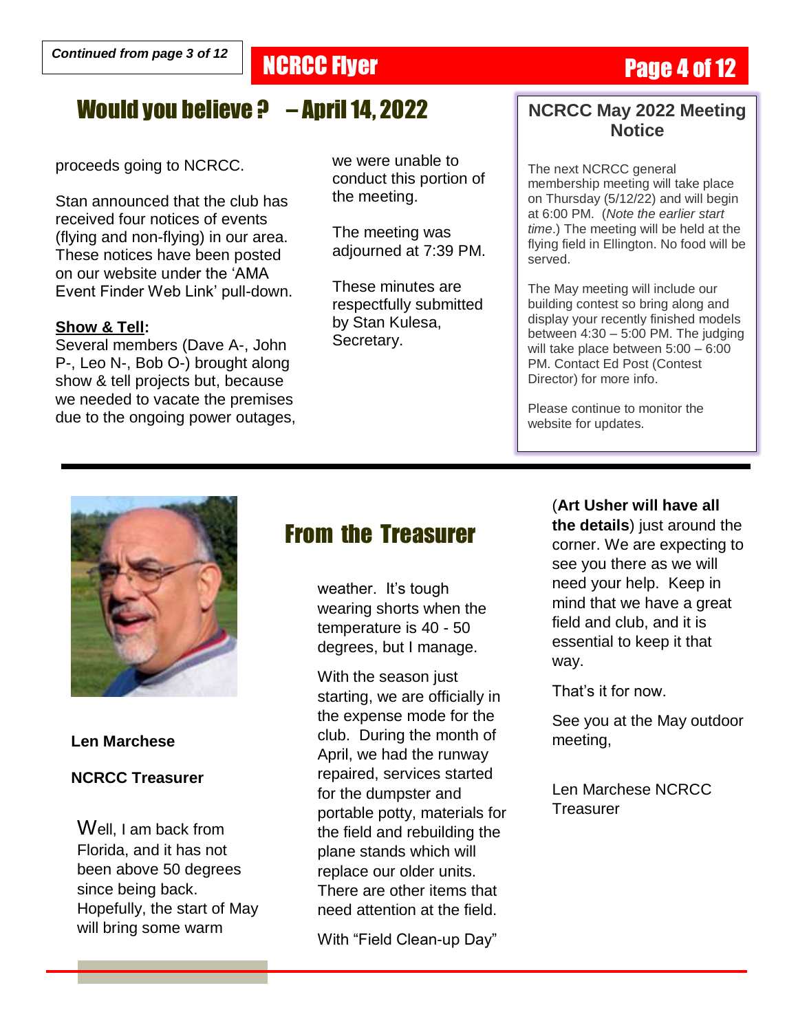*Continued from page 3 of 12*

## Would you believe ? – April 14, 2022

proceeds going to NCRCC.

Stan announced that the club has received four notices of events (flying and non-flying) in our area. These notices have been posted on our website under the 'AMA Event Finder Web Link' pull-down.

**Show & Tell:**
Several members (Dave A-, John P-, Leo N-, Bob O-) brought along show & tell projects but, because we needed to vacate the premises due to the ongoing power outages, we were unable to conduct this portion of the meeting.

The meeting was adjourned at 7:39 PM.

These minutes are respectfully submitted by Stan Kulesa, Secretary.

### NCRCC May 2022 Meeting Notice

The next NCRCC general membership meeting will take place on Thursday (5/12/22) and will begin at 6:00 PM. (*Note the earlier start time*.) The meeting will be held at the flying field in Ellington. No food will be served.

The May meeting will include our building contest so bring along and display your recently finished models between 4:30 – 5:00 PM. The judging will take place between 5:00 – 6:00 PM. Contact Ed Post (Contest Director) for more info.

Please continue to monitor the website for updates.

---

## From the Treasurer

**Len Marchese**

**NCRCC Treasurer**

Well, I am back from Florida, and it has not been above 50 degrees since being back. Hopefully, the start of May will bring some warm weather. It's tough wearing shorts when the temperature is 40 - 50 degrees, but I manage.

With the season just starting, we are officially in the expense mode for the club. During the month of April, we had the runway repaired, services started for the dumpster and portable potty, materials for the field and rebuilding the plane stands which will replace our older units. There are other items that need attention at the field.

With "Field Clean-up Day" (**Art Usher will have all the details**) just around the corner. We are expecting to see you there as we will need your help. Keep in mind that we have a great field and club, and it is essential to keep it that way.

That's it for now.

See you at the May outdoor meeting,

Len Marchese NCRCC Treasurer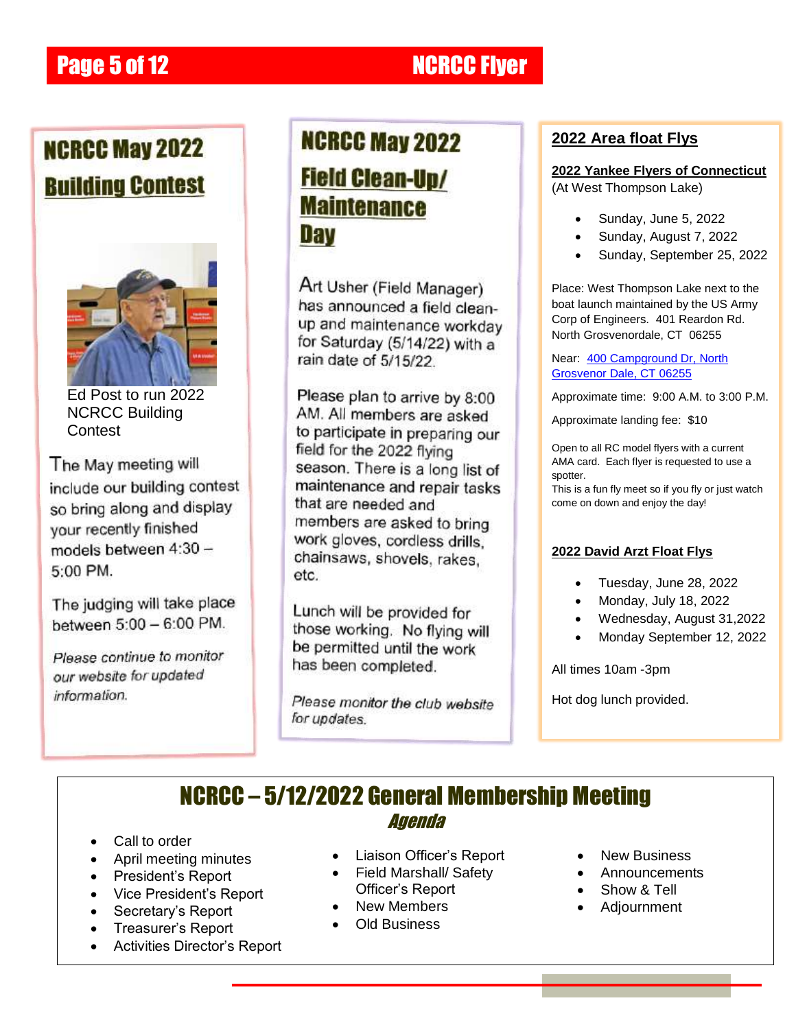## NCRCC May 2022 Building Contest

Ed Post to run 2022 NCRCC Building Contest

The May meeting will include our building contest so bring along and display your recently finished models between 4:30 – 5:00 PM.

The judging will take place between 5:00 – 6:00 PM.

*Please continue to monitor our website for updated information.*

## NCRCC May 2022 Field Clean-Up/ Maintenance Day

Art Usher (Field Manager) has announced a field clean-up and maintenance workday for Saturday (5/14/22) with a rain date of 5/15/22.

Please plan to arrive by 8:00 AM. All members are asked to participate in preparing our field for the 2022 flying season. There is a long list of maintenance and repair tasks that are needed and members are asked to bring work gloves, cordless drills, chainsaws, shovels, rakes, etc.

Lunch will be provided for those working. No flying will be permitted until the work has been completed.

*Please monitor the club website for updates.*

## 2022 Area float Flys

**2022 Yankee Flyers of Connecticut**
(At West Thompson Lake)

- Sunday, June 5, 2022
- Sunday, August 7, 2022
- Sunday, September 25, 2022

Place: West Thompson Lake next to the boat launch maintained by the US Army Corp of Engineers. 401 Reardon Rd. North Grosvenordale, CT 06255

Near: [400 Campground Dr, North Grosvenor Dale, CT 06255]

Approximate time: 9:00 A.M. to 3:00 P.M.

Approximate landing fee: $10

Open to all RC model flyers with a current AMA card. Each flyer is requested to use a spotter.
This is a fun fly meet so if you fly or just watch come on down and enjoy the day!

**2022 David Arzt Float Flys**

- Tuesday, June 28, 2022
- Monday, July 18, 2022
- Wednesday, August 31,2022
- Monday September 12, 2022

All times 10am -3pm

Hot dog lunch provided.

## NCRCC – 5/12/2022 General Membership Meeting

### *Agenda*

- Call to order
- April meeting minutes
- President's Report
- Vice President's Report
- Secretary's Report
- Treasurer's Report
- Activities Director's Report
- Liaison Officer's Report
- Field Marshall/ Safety Officer's Report
- New Members
- Old Business
- New Business
- Announcements
- Show & Tell
- Adjournment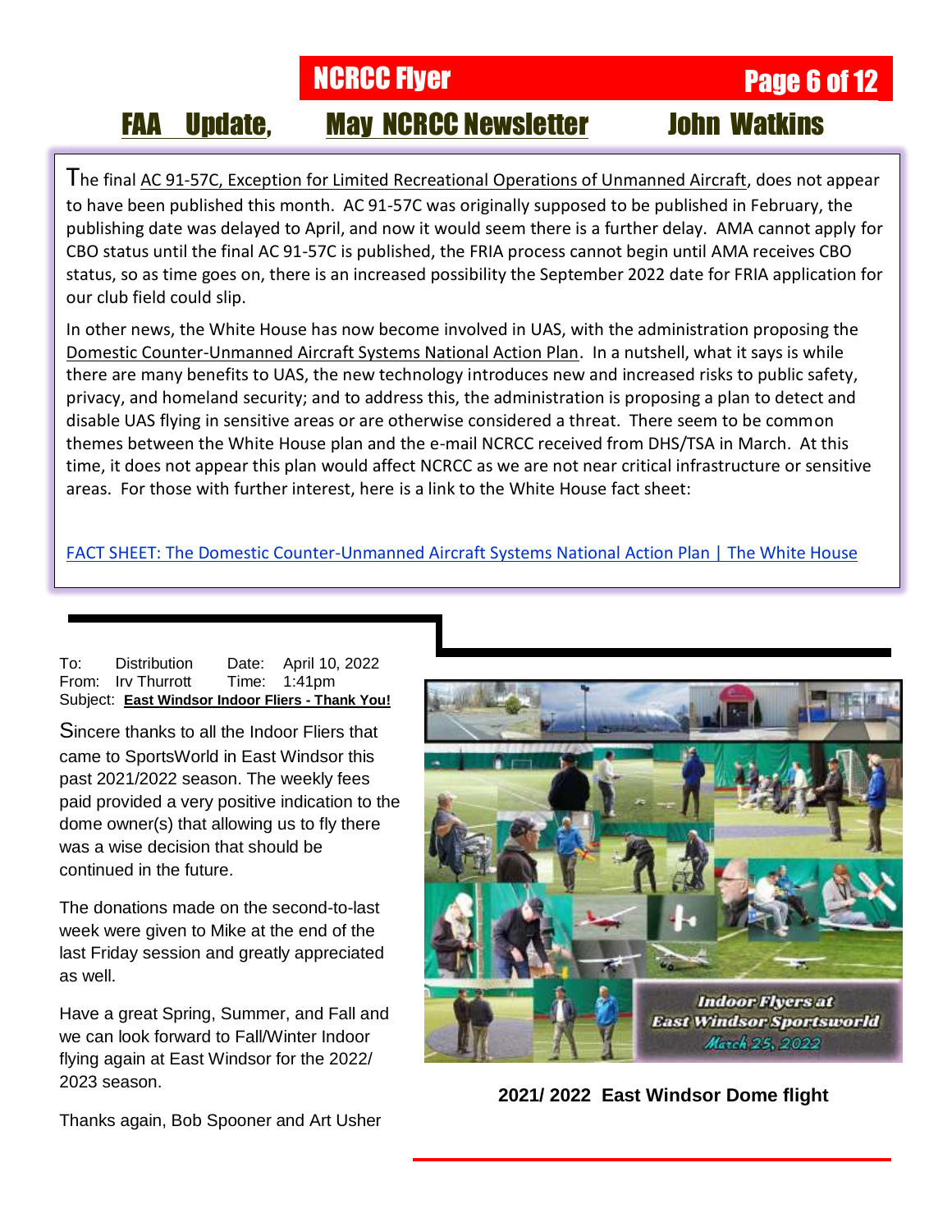## FAA Update, May NCRCC Newsletter John Watkins

The final AC 91-57C, Exception for Limited Recreational Operations of Unmanned Aircraft, does not appear to have been published this month. AC 91-57C was originally supposed to be published in February, the publishing date was delayed to April, and now it would seem there is a further delay. AMA cannot apply for CBO status until the final AC 91-57C is published, the FRIA process cannot begin until AMA receives CBO status, so as time goes on, there is an increased possibility the September 2022 date for FRIA application for our club field could slip.

In other news, the White House has now become involved in UAS, with the administration proposing the Domestic Counter-Unmanned Aircraft Systems National Action Plan. In a nutshell, what it says is while there are many benefits to UAS, the new technology introduces new and increased risks to public safety, privacy, and homeland security; and to address this, the administration is proposing a plan to detect and disable UAS flying in sensitive areas or are otherwise considered a threat. There seem to be common themes between the White House plan and the e-mail NCRCC received from DHS/TSA in March. At this time, it does not appear this plan would affect NCRCC as we are not near critical infrastructure or sensitive areas. For those with further interest, here is a link to the White House fact sheet:

FACT SHEET: The Domestic Counter-Unmanned Aircraft Systems National Action Plan | The White House

To: Distribution Date: April 10, 2022
From: Irv Thurrott Time: 1:41pm
Subject: **East Windsor Indoor Fliers - Thank You!**

Sincere thanks to all the Indoor Fliers that came to SportsWorld in East Windsor this past 2021/2022 season. The weekly fees paid provided a very positive indication to the dome owner(s) that allowing us to fly there was a wise decision that should be continued in the future.

The donations made on the second-to-last week were given to Mike at the end of the last Friday session and greatly appreciated as well.

Have a great Spring, Summer, and Fall and we can look forward to Fall/Winter Indoor flying again at East Windsor for the 2022/ 2023 season.

Thanks again, Bob Spooner and Art Usher

Indoor Flyers at East Windsor Sportsworld March 25, 2022

**2021/ 2022 East Windsor Dome flight**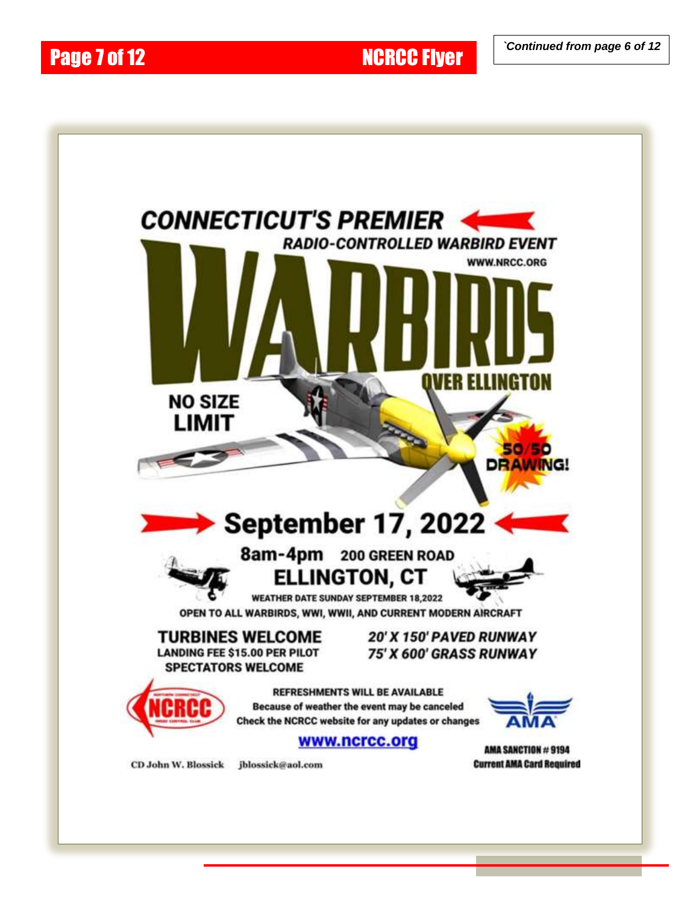`Continued from page 6 of 12

# CONNECTICUT'S PREMIER

***RADIO-CONTROLLED WARBIRD EVENT***

WWW.NRCC.ORG

# WARBIRDS

## OVER ELLINGTON

**NO SIZE LIMIT**

**50/50 DRAWING!**

## September 17, 2022

**8am-4pm** **200 GREEN ROAD**

**ELLINGTON, CT**

WEATHER DATE SUNDAY SEPTEMBER 18,2022

OPEN TO ALL WARBIRDS, WWI, WWII, AND CURRENT MODERN AIRCRAFT

**TURBINES WELCOME**
LANDING FEE $15.00 PER PILOT
SPECTATORS WELCOME

***20' X 150' PAVED RUNWAY***
***75' X 600' GRASS RUNWAY***

REFRESHMENTS WILL BE AVAILABLE
Because of weather the event may be canceled
Check the NCRCC website for any updates or changes

www.ncrcc.org

AMA SANCTION # 9194
Current AMA Card Required

CD John W. Blossick jblossick@aol.com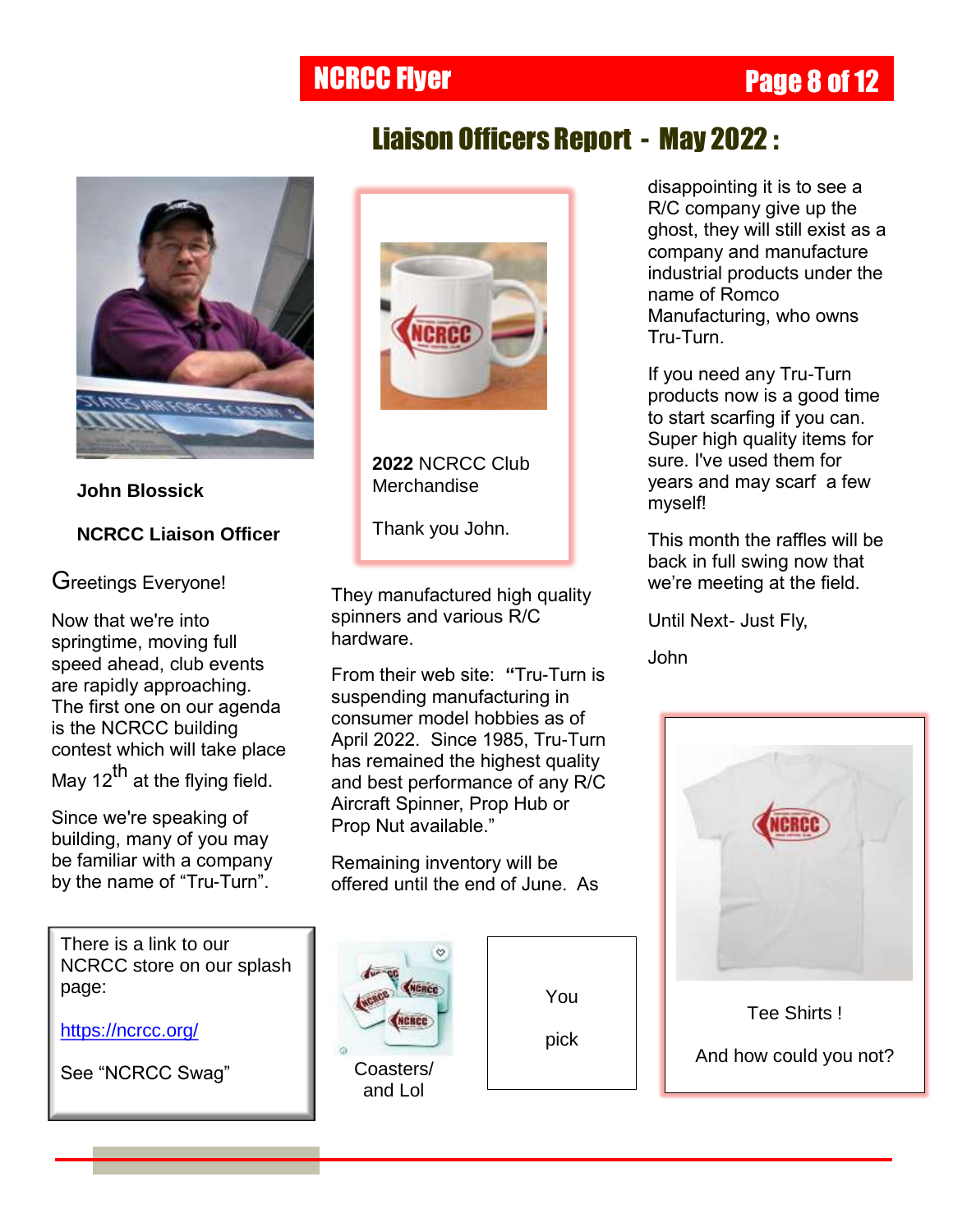# Liaison Officers Report - May 2022 :

**John Blossick**

**NCRCC Liaison Officer**

Greetings Everyone!

Now that we're into springtime, moving full speed ahead, club events are rapidly approaching. The first one on our agenda is the NCRCC building contest which will take place May 12th at the flying field.

Since we're speaking of building, many of you may be familiar with a company by the name of "Tru-Turn".

They manufactured high quality spinners and various R/C hardware.

From their web site: **"**Tru-Turn is suspending manufacturing in consumer model hobbies as of April 2022. Since 1985, Tru-Turn has remained the highest quality and best performance of any R/C Aircraft Spinner, Prop Hub or Prop Nut available."

Remaining inventory will be offered until the end of June. As disappointing it is to see a R/C company give up the ghost, they will still exist as a company and manufacture industrial products under the name of Romco Manufacturing, who owns Tru-Turn.

If you need any Tru-Turn products now is a good time to start scarfing if you can. Super high quality items for sure. I've used them for years and may scarf a few myself!

This month the raffles will be back in full swing now that we're meeting at the field.

Until Next- Just Fly,

John

**2022** NCRCC Club Merchandise

Thank you John.

There is a link to our NCRCC store on our splash page:

https://ncrcc.org/

See "NCRCC Swag"

Coasters/ and Lol

You

pick

Tee Shirts !

And how could you not?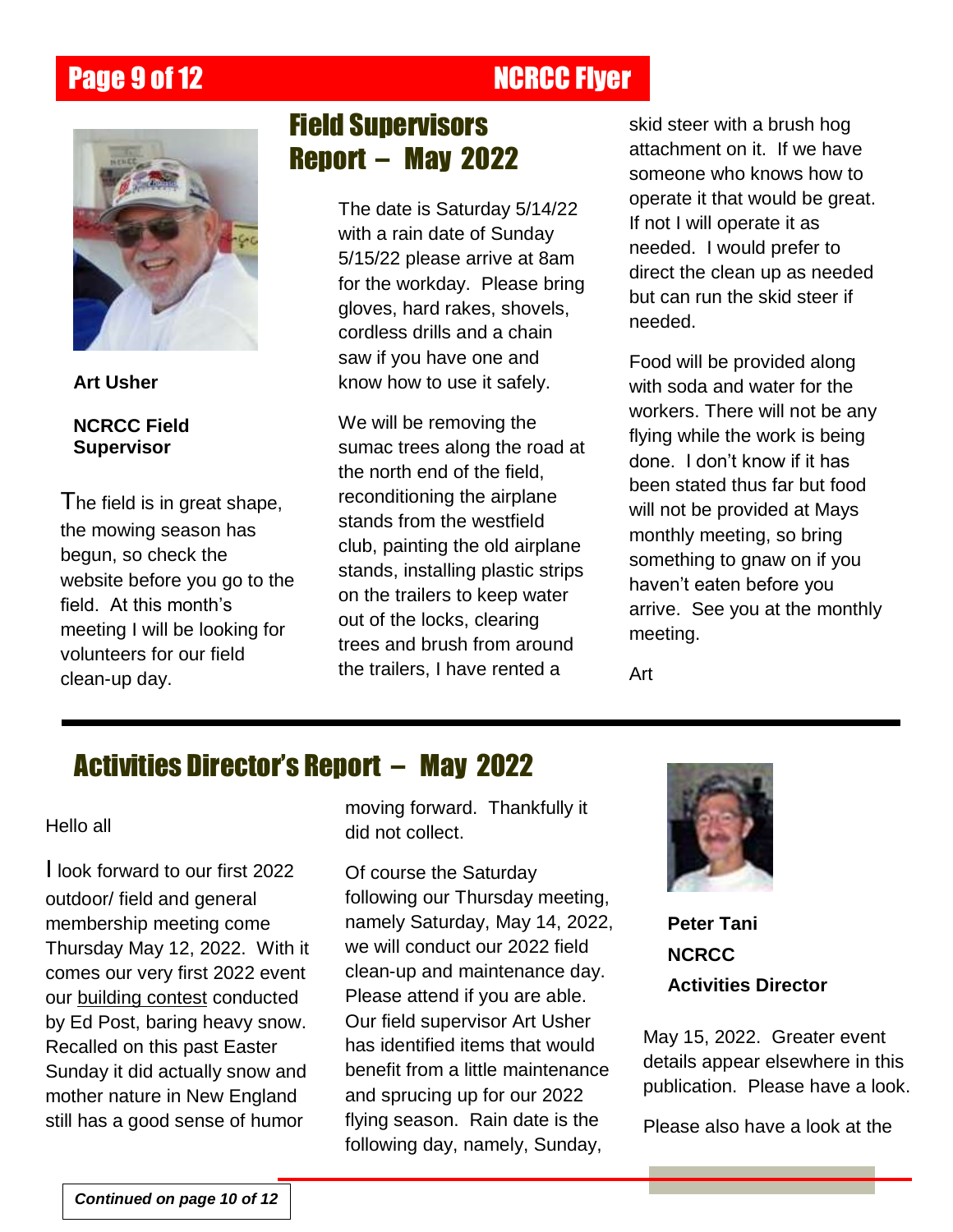## Field Supervisors Report – May 2022

**Art Usher**

**NCRCC Field Supervisor**

The field is in great shape, the mowing season has begun, so check the website before you go to the field. At this month's meeting I will be looking for volunteers for our field clean-up day.

The date is Saturday 5/14/22 with a rain date of Sunday 5/15/22 please arrive at 8am for the workday. Please bring gloves, hard rakes, shovels, cordless drills and a chain saw if you have one and know how to use it safely.

We will be removing the sumac trees along the road at the north end of the field, reconditioning the airplane stands from the westfield club, painting the old airplane stands, installing plastic strips on the trailers to keep water out of the locks, clearing trees and brush from around the trailers, I have rented a skid steer with a brush hog attachment on it. If we have someone who knows how to operate it that would be great. If not I will operate it as needed. I would prefer to direct the clean up as needed but can run the skid steer if needed.

Food will be provided along with soda and water for the workers. There will not be any flying while the work is being done. I don't know if it has been stated thus far but food will not be provided at Mays monthly meeting, so bring something to gnaw on if you haven't eaten before you arrive. See you at the monthly meeting.

Art

## Activities Director's Report – May 2022

**Peter Tani**

**NCRCC**

**Activities Director**

Hello all

I look forward to our first 2022 outdoor/ field and general membership meeting come Thursday May 12, 2022. With it comes our very first 2022 event our building contest conducted by Ed Post, baring heavy snow. Recalled on this past Easter Sunday it did actually snow and mother nature in New England still has a good sense of humor moving forward. Thankfully it did not collect.

Of course the Saturday following our Thursday meeting, namely Saturday, May 14, 2022, we will conduct our 2022 field clean-up and maintenance day. Please attend if you are able. Our field supervisor Art Usher has identified items that would benefit from a little maintenance and sprucing up for our 2022 flying season. Rain date is the following day, namely, Sunday, May 15, 2022. Greater event details appear elsewhere in this publication. Please have a look.

Please also have a look at the

***Continued on page 10 of 12***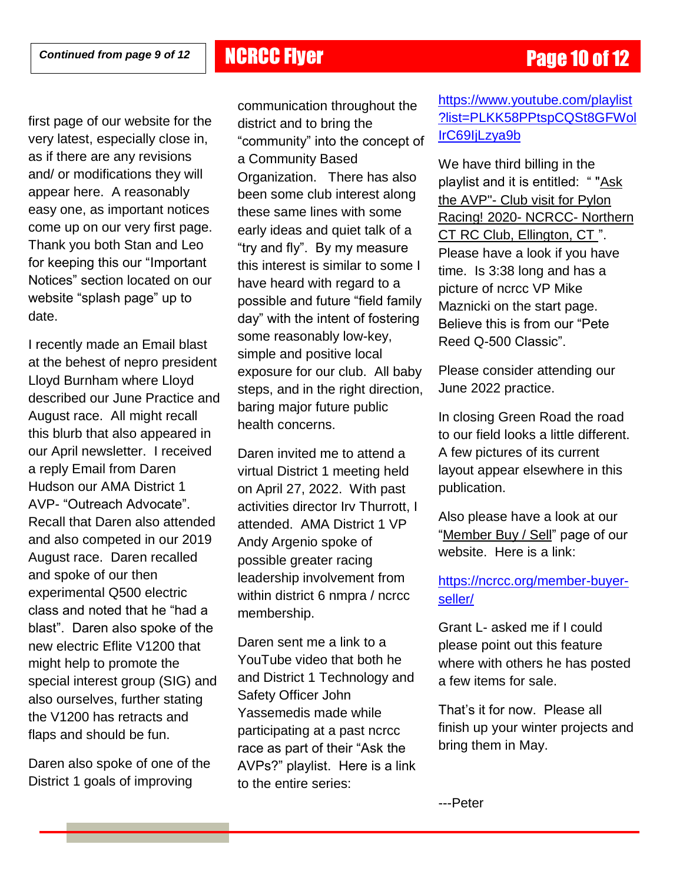*Continued from page 9 of 12*

first page of our website for the very latest, especially close in, as if there are any revisions and/ or modifications they will appear here. A reasonably easy one, as important notices come up on our very first page. Thank you both Stan and Leo for keeping this our “Important Notices” section located on our website “splash page” up to date.

I recently made an Email blast at the behest of nepro president Lloyd Burnham where Lloyd described our June Practice and August race. All might recall this blurb that also appeared in our April newsletter. I received a reply Email from Daren Hudson our AMA District 1 AVP- “Outreach Advocate”. Recall that Daren also attended and also competed in our 2019 August race. Daren recalled and spoke of our then experimental Q500 electric class and noted that he “had a blast”. Daren also spoke of the new electric Eflite V1200 that might help to promote the special interest group (SIG) and also ourselves, further stating the V1200 has retracts and flaps and should be fun.

Daren also spoke of one of the District 1 goals of improving communication throughout the district and to bring the “community” into the concept of a Community Based Organization. There has also been some club interest along these same lines with some early ideas and quiet talk of a “try and fly”. By my measure this interest is similar to some I have heard with regard to a possible and future “field family day” with the intent of fostering some reasonably low-key, simple and positive local exposure for our club. All baby steps, and in the right direction, baring major future public health concerns.

Daren invited me to attend a virtual District 1 meeting held on April 27, 2022. With past activities director Irv Thurrott, I attended. AMA District 1 VP Andy Argenio spoke of possible greater racing leadership involvement from within district 6 nmpra / ncrcc membership.

Daren sent me a link to a YouTube video that both he and District 1 Technology and Safety Officer John Yassemedis made while participating at a past ncrcc race as part of their “Ask the AVPs?” playlist. Here is a link to the entire series:

https://www.youtube.com/playlist?list=PLKK58PPtspCQSt8GFWolIrC69IjLzya9b

We have third billing in the playlist and it is entitled: “ "Ask the AVP"- Club visit for Pylon Racing! 2020- NCRCC- Northern CT RC Club, Ellington, CT ”. Please have a look if you have time. Is 3:38 long and has a picture of ncrcc VP Mike Maznicki on the start page. Believe this is from our “Pete Reed Q-500 Classic”.

Please consider attending our June 2022 practice.

In closing Green Road the road to our field looks a little different. A few pictures of its current layout appear elsewhere in this publication.

Also please have a look at our “Member Buy / Sell” page of our website. Here is a link:

https://ncrcc.org/member-buyer-seller/

Grant L- asked me if I could please point out this feature where with others he has posted a few items for sale.

That’s it for now. Please all finish up your winter projects and bring them in May.

---Peter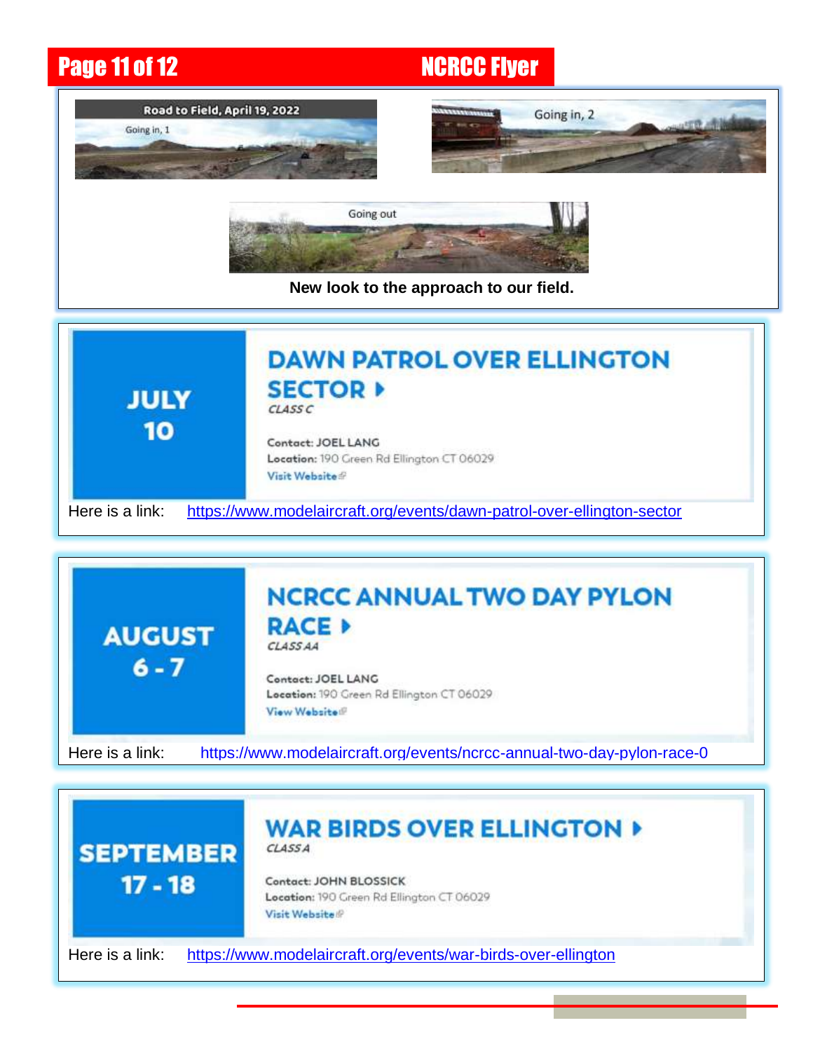Road to Field, April 19, 2022

Going in, 1

Going in, 2

Going out

**New look to the approach to our field.**

JULY 10

## DAWN PATROL OVER ELLINGTON SECTOR ▸

*CLASS C*

**Contact:** JOEL LANG
**Location:** 190 Green Rd Ellington CT 06029
Visit Website

Here is a link: https://www.modelaircraft.org/events/dawn-patrol-over-ellington-sector

AUGUST 6 - 7

## NCRCC ANNUAL TWO DAY PYLON RACE ▸

*CLASS AA*

**Contact:** JOEL LANG
**Location:** 190 Green Rd Ellington CT 06029
View Website

Here is a link: https://www.modelaircraft.org/events/ncrcc-annual-two-day-pylon-race-0

SEPTEMBER 17 - 18

## WAR BIRDS OVER ELLINGTON ▸

*CLASS A*

**Contact:** JOHN BLOSSICK
**Location:** 190 Green Rd Ellington CT 06029
Visit Website

Here is a link: https://www.modelaircraft.org/events/war-birds-over-ellington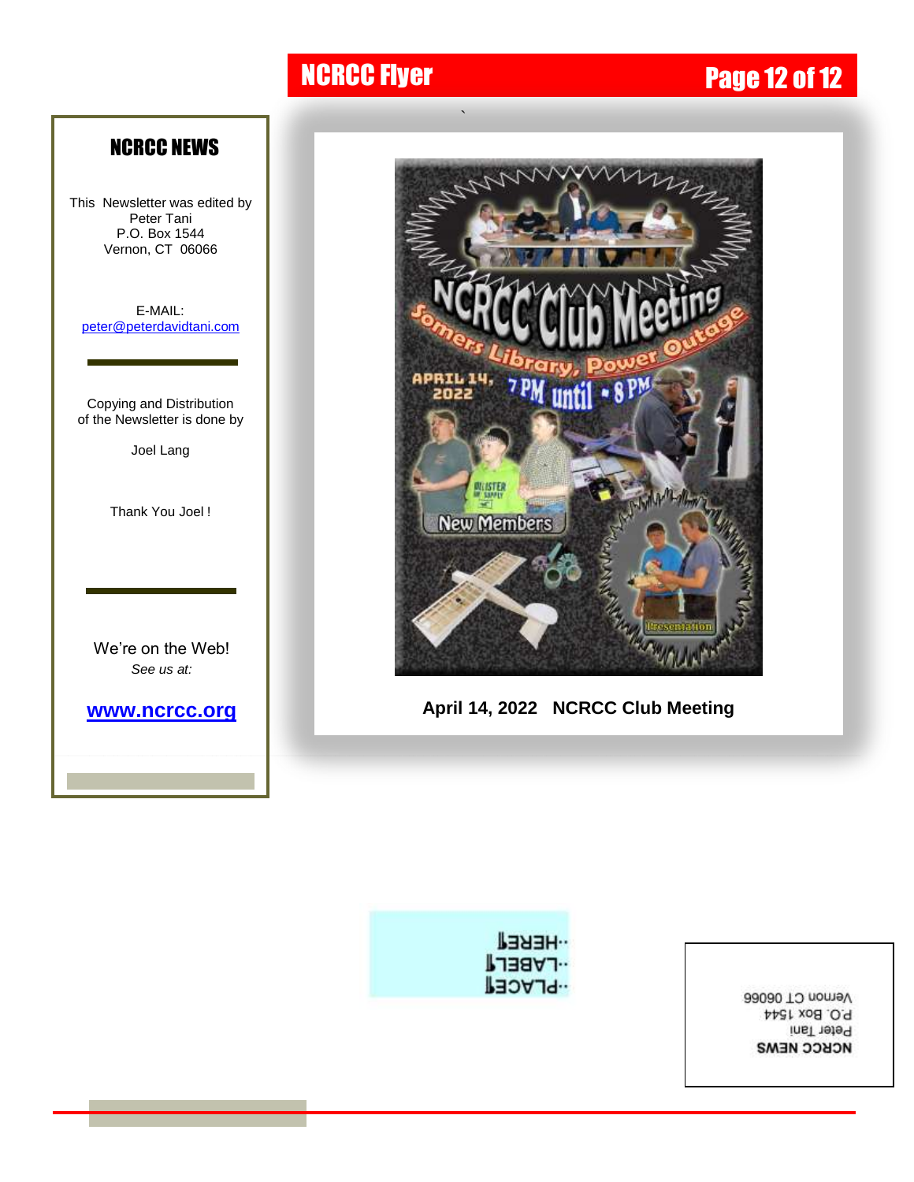## NCRCC NEWS

This Newsletter was edited by
Peter Tani
P.O. Box 1544
Vernon, CT 06066

E-MAIL:
peter@peterdavidtani.com

Copying and Distribution
of the Newsletter is done by

Joel Lang

Thank You Joel !

We're on the Web!
*See us at:*

**www.ncrcc.org**

NCRCC Club Meeting
Somers Library, Power Outage
APRIL 14, 2022
7 PM until ~8 PM
New Members
Presentation

**April 14, 2022 NCRCC Club Meeting**

..PLACE
..LABEL
..HERE

NCRCC NEWS
Peter Tani
P.O. Box 1544
Vernon CT 06066